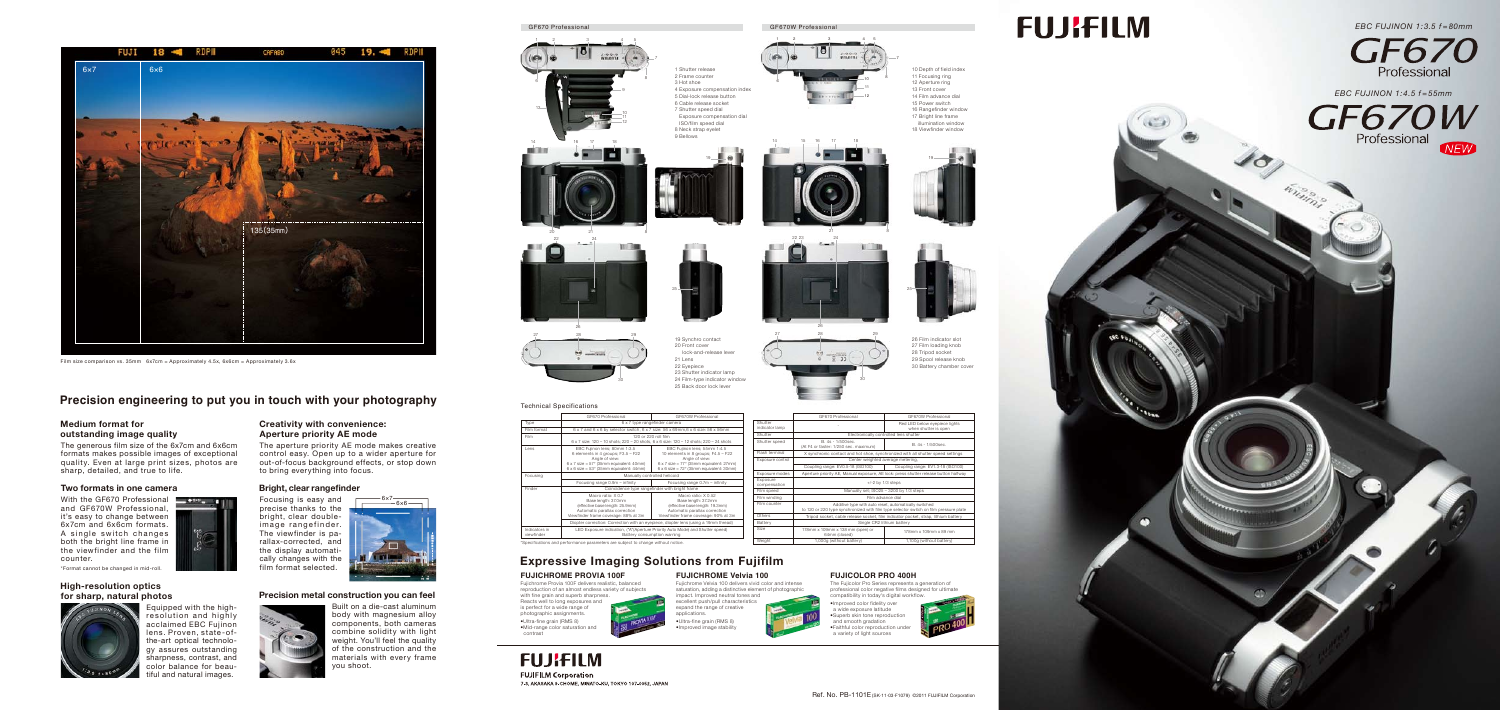# FUJIFILM

*EBC FUJINON 1:3.5 f=80mm*

GF670 Professional

*EBC FUJINON 1:4.5 f=55mm*

GF670W Professional

NEW

Film size comparison vs. 35mm 6x7cm = Approximately 4.5x, 6x6cm = Approximately 3.8x

## Precision engineering to put you in touch with your photography

### Medium format for outstanding image quality

The generous film size of the 6x7cm and 6x6cm formats makes possible images of exceptional quality. Even at large print sizes, photos are sharp, detailed, and true to life.

### Two formats in one camera

With the GF670 Professional and GF670W Professional, it's easy to change between 6x7cm and 6x6cm formats. A single switch changes both the bright line frame in the viewfinder and the film counter.

*Format cannot be changed in mid-roll.

### High-resolution optics for sharp, natural photos

Equipped with the high-resolution and highly acclaimed EBC Fujinon lens. Proven, state-of-the-art optical technology assures outstanding sharpness, contrast, and color balance for beautiful and natural images.

### Creativity with convenience: Aperture priority AE mode

The aperture priority AE mode makes creative control easy. Open up to a wider aperture for out-of-focus background effects, or stop down to bring everything into focus.

### Bright, clear rangefinder

Focusing is easy and precise thanks to the bright, clear double-image rangefinder. The viewfinder is parallax-corrected, and the display automatically changes with the film format selected.

### Precision metal construction you can feel

Built on a die-cast aluminum body with magnesium alloy components, both cameras combine solidity with light weight. You'll feel the quality of the construction and the materials with every frame you shoot.

GF670 Professional

GF670W Professional

1 Shutter release
2 Frame counter
3 Hot shoe
4 Exposure compensation index
5 Dial-lock release button
6 Cable release socket
7 Shutter speed dial
  Exposure compensation dial
  ISO/film speed dial
8 Neck strap eyelet
9 Bellows
10 Depth of field index
11 Focusing ring
12 Aperture ring
13 Front cover
14 Film advance dial
15 Power switch
16 Rangefinder window
17 Bright line frame illumination window
18 Viewfinder window
19 Synchro contact
20 Front cover lock-and-release lever
21 Lens
22 Eyepiece
23 Shutter indicator lamp
24 Film-type indicator window
25 Back door lock lever
26 Film indicator slot
27 Film loading knob
28 Tripod socket
29 Spool release knob
30 Battery chamber cover

### Technical Specifications

| | GF670 Professional | GF670W Professional |
|---|---|---|
| Type | 6 x 7 type rangefinder camera | |
| Film format | 6 x 7 and 6 x 6 by selector switch, 6 x 7 size: 56 x 69mm (6 x 6 size: 56 x 56mm) | |
| Film | 120 or 220 roll film<br>6 x 7 size: 120 = 10 shots 220 = 20 shots, 6 x 6 size: 120 = 12 shots 220 = 24 shots | |
| Lens | EBC Fujinon lens, 80mm 1:3.5<br>6 elements in 4 groups, F3.5 ~ F22<br>Angle of view<br>6 x 7 size = 37° (35mm equivalent: 40mm)<br>6 x 6 size = 37° (35mm equivalent: 44mm) | EBC Fujinon lens, 55mm 1:4.5<br>10 elements in 8 groups, F4.5 ~ F22<br>Angle of view<br>6 x 7 size = 77° (35mm equivalent: 27mm)<br>6 x 6 size = 72° (35mm equivalent: 30mm) |
| Focusing | Manually controlled helicoid | |
| | Focusing range 0.9m ~ infinity | Focusing range 0.7m ~ infinity |
| Finder | Coincident-type rangefinder with bright frame | |
| | Macro ratio: X 0.7<br>Base length: 37.0mm<br>(effective base length: 25.9mm)<br>Automatic parallax correction<br>Viewfinder frame coverage: 88% at 3m | Macro ratio: X 0.52<br>Base length: 37.0mm<br>(effective base length: 19.3mm)<br>Automatic parallax correction<br>Viewfinder frame coverage: 90% at 3m |
| | Diopter correction: Correction with an eyepiece, diopter lens (using a 19mm thread) | |
| Indicators in viewfinder | LED Exposure indication, (*A)Aperture Priority Auto Mode(Limit Shutter speed)<br>Battery consumption warning | |

*Specifications and performance parameters are subject to change without notice.

| | GF670 Professional | GF670W Professional |
|---|---|---|
| Shutter indicator lamp | | Red LED (when eyepiece lights when shutter is open) |
| Shutter | Electronically controlled lens shutter | |
| Shutter speed | B, 4s ~ 1/500sec.<br>(At F4 or faster, 1/250 sec. maximum) | B, 4s ~ 1/500sec. |
| Flash terminal | X-synchronic contact and hot shoe, synchronized with all shutter speed settings | |
| Exposure control | Center-weighted average metering | |
| | Coupling range: EV2.5~18 (ISO100) | Coupling range: EV1.8~18 (ISO100) |
| Exposure modes | Aperture priority AE, Manual exposure, AE lock, press shutter release button halfway | |
| Exposure compensation | +/-2 by 1/3 steps | |
| Film speed | Manually set, ISO25 ~ 3200 by 1/3 steps | |
| Film winding | Film advance dial | |
| Film counter | Additive type with auto reset, automatically switched<br>for 120 or 220 type synchronized with film type selector switch on film pressure plate | |
| Others | Tripod socket, cable release socket, film indicator pocket, strap, lithium battery | |
| Battery | Single CR2 lithium battery | |
| Size | 178mm x 109mm x 108mm (Open) or 64mm (closed) | 178mm x 109mm x 88 mm |
| Weight | 1,000g (without battery) | 1,000g (without battery) |

## Expressive Imaging Solutions from Fujifilm

### FUJICHROME PROVIA 100F

Fujichrome Provia 100F delivers realistic, balanced reproduction of an almost endless variety of subjects with fine grain and superb sharpness. Reacts well to long exposures and is perfect for a wide range of photographic assignments.

- Ultra-fine grain (RMS 8)
- Mid-range color saturation and contrast

### FUJICHROME Velvia 100

Fujichrome Velvia 100 delivers vivid color and intense saturation, adding a distinctive element of photographic impact. Improved neutral tones and excellent push/pull characteristics expand the range of creative applications.

- Ultra-fine grain (RMS 8)
- Improved image stability

### FUJICOLOR PRO 400H

The Fujicolor Pro Series represents a generation of professional color negative films designed for ultimate compatibility in today's digital workflow.

- Improved color fidelity over a wide exposure latitude
- Superb skin tone reproduction and smooth gradation
- Faithful color reproduction under a variety of light sources

FUJIFILM

FUJIFILM Corporation

7-3, AKASAKA 9-CHOME, MINATO-KU, TOKYO 107-0052, JAPAN

Ref. No. PB-1101E (SK-11-03·F1079) ©2011 FUJIFILM Corporation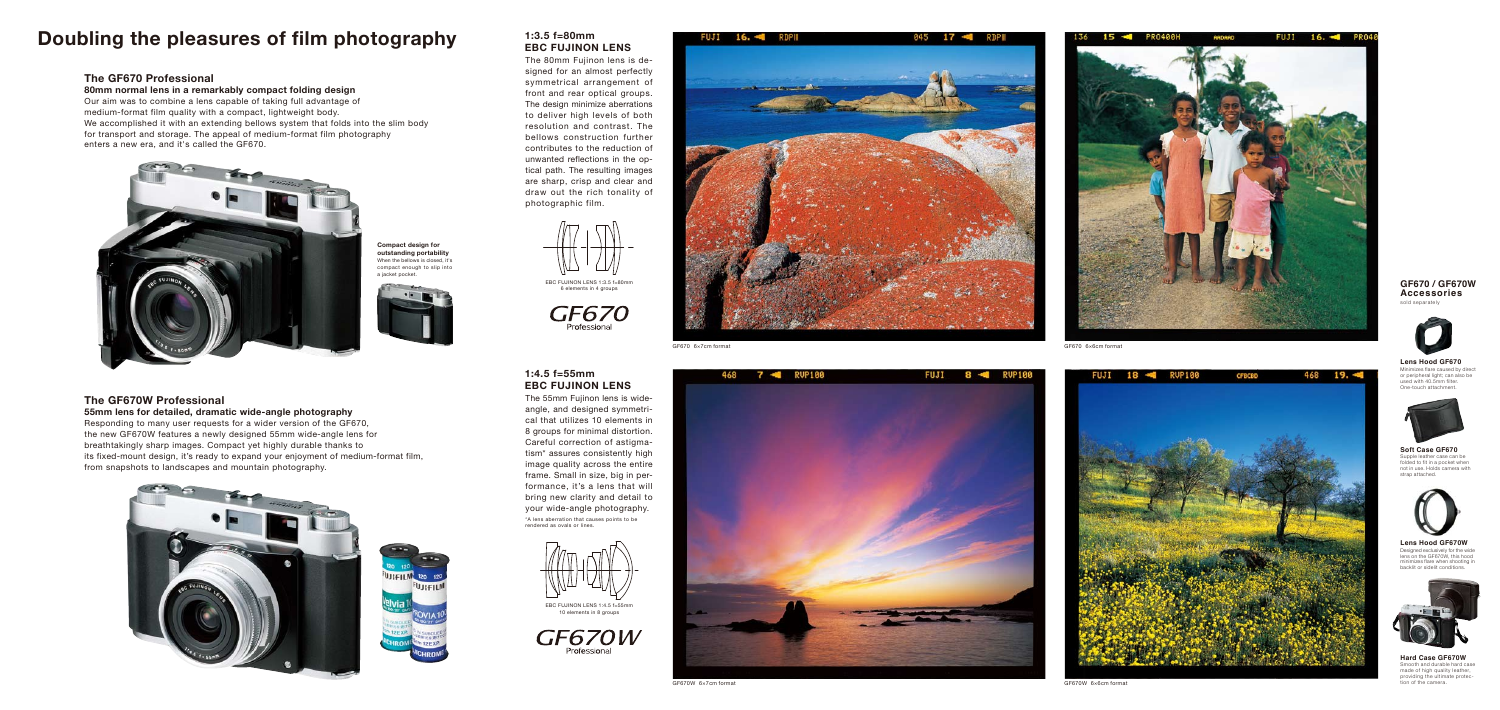# Doubling the pleasures of film photography

## The GF670 Professional

**80mm normal lens in a remarkably compact folding design**

Our aim was to combine a lens capable of taking full advantage of medium-format film quality with a compact, lightweight body. We accomplished it with an extending bellows system that folds into the slim body for transport and storage. The appeal of medium-format film photography enters a new era, and it's called the GF670.

**Compact design for outstanding portability**
When the bellows is closed, it's compact enough to slip into a jacket pocket.

## The GF670W Professional

**55mm lens for detailed, dramatic wide-angle photography**

Responding to many user requests for a wider version of the GF670, the new GF670W features a newly designed 55mm wide-angle lens for breathtakingly sharp images. Compact yet highly durable thanks to its fixed-mount design, it's ready to expand your enjoyment of medium-format film, from snapshots to landscapes and mountain photography.

### 1:3.5 f=80mm EBC FUJINON LENS

The 80mm Fujinon lens is designed for an almost perfectly symmetrical arrangement of front and rear optical groups. The design minimize aberrations to deliver high levels of both resolution and contrast. The bellows construction further contributes to the reduction of unwanted reflections in the optical path. The resulting images are sharp, crisp and clear and draw out the rich tonality of photographic film.

EBC FUJINON LENS 1:3.5 f=80mm
6 elements in 4 groups

GF670 Professional

### 1:4.5 f=55mm EBC FUJINON LENS

The 55mm Fujinon lens is wide-angle, and designed symmetrical that utilizes 10 elements in 8 groups for minimal distortion. Careful correction of astigmatism* assures consistently high image quality across the entire frame. Small in size, big in performance, it's a lens that will bring new clarity and detail to your wide-angle photography.

*A lens aberration that causes points to be rendered as ovals or lines.

EBC FUJINON LENS 1:4.5 f=55mm
10 elements in 8 groups

GF670W Professional

GF670 6×7cm format

GF670 6×6cm format

GF670W 6×7cm format

GF670W 6×6cm format

## GF670 / GF670W Accessories

sold separately

**Lens Hood GF670**
Minimizes flare caused by direct or peripheral light; can also be used with 40.5mm filter. One-touch attachment.

**Soft Case GF670**
Supple leather case can be folded to fit in a pocket when not in use. Holds camera with strap attached.

**Lens Hood GF670W**
Designed exclusively for the wide lens on the GF670W, this hood minimizes flare when shooting in backlit or sidelit conditions.

**Hard Case GF670W**
Smooth and durable hard case made of high quality leather, providing the ultimate protection of the camera.